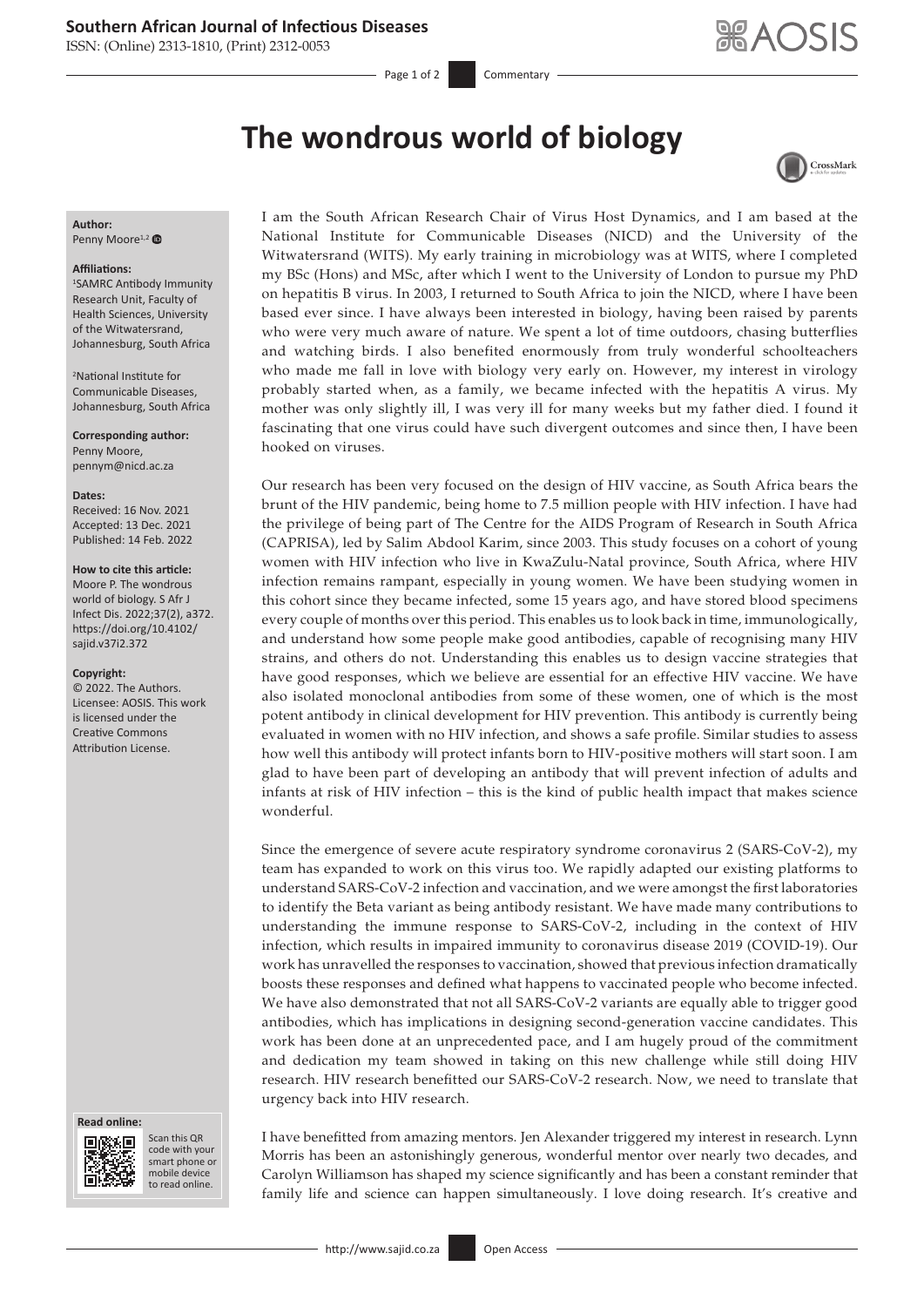# The wondrous world of biology

**Author:**
Penny Moore[1,2]

**Affiliations:**
[1]SAMRC Antibody Immunity Research Unit, Faculty of Health Sciences, University of the Witwatersrand, Johannesburg, South Africa

[2]National Institute for Communicable Diseases, Johannesburg, South Africa

**Corresponding author:**
Penny Moore,
pennym@nicd.ac.za

**Dates:**
Received: 16 Nov. 2021
Accepted: 13 Dec. 2021
Published: 14 Feb. 2022

**How to cite this article:**
Moore P. The wondrous world of biology. S Afr J Infect Dis. 2022;37(2), a372. https://doi.org/10.4102/sajid.v37i2.372

**Copyright:**
© 2022. The Authors. Licensee: AOSIS. This work is licensed under the Creative Commons Attribution License.

I am the South African Research Chair of Virus Host Dynamics, and I am based at the National Institute for Communicable Diseases (NICD) and the University of the Witwatersrand (WITS). My early training in microbiology was at WITS, where I completed my BSc (Hons) and MSc, after which I went to the University of London to pursue my PhD on hepatitis B virus. In 2003, I returned to South Africa to join the NICD, where I have been based ever since. I have always been interested in biology, having been raised by parents who were very much aware of nature. We spent a lot of time outdoors, chasing butterflies and watching birds. I also benefited enormously from truly wonderful schoolteachers who made me fall in love with biology very early on. However, my interest in virology probably started when, as a family, we became infected with the hepatitis A virus. My mother was only slightly ill, I was very ill for many weeks but my father died. I found it fascinating that one virus could have such divergent outcomes and since then, I have been hooked on viruses.

Our research has been very focused on the design of HIV vaccine, as South Africa bears the brunt of the HIV pandemic, being home to 7.5 million people with HIV infection. I have had the privilege of being part of The Centre for the AIDS Program of Research in South Africa (CAPRISA), led by Salim Abdool Karim, since 2003. This study focuses on a cohort of young women with HIV infection who live in KwaZulu-Natal province, South Africa, where HIV infection remains rampant, especially in young women. We have been studying women in this cohort since they became infected, some 15 years ago, and have stored blood specimens every couple of months over this period. This enables us to look back in time, immunologically, and understand how some people make good antibodies, capable of recognising many HIV strains, and others do not. Understanding this enables us to design vaccine strategies that have good responses, which we believe are essential for an effective HIV vaccine. We have also isolated monoclonal antibodies from some of these women, one of which is the most potent antibody in clinical development for HIV prevention. This antibody is currently being evaluated in women with no HIV infection, and shows a safe profile. Similar studies to assess how well this antibody will protect infants born to HIV-positive mothers will start soon. I am glad to have been part of developing an antibody that will prevent infection of adults and infants at risk of HIV infection – this is the kind of public health impact that makes science wonderful.

Since the emergence of severe acute respiratory syndrome coronavirus 2 (SARS-CoV-2), my team has expanded to work on this virus too. We rapidly adapted our existing platforms to understand SARS-CoV-2 infection and vaccination, and we were amongst the first laboratories to identify the Beta variant as being antibody resistant. We have made many contributions to understanding the immune response to SARS-CoV-2, including in the context of HIV infection, which results in impaired immunity to coronavirus disease 2019 (COVID-19). Our work has unravelled the responses to vaccination, showed that previous infection dramatically boosts these responses and defined what happens to vaccinated people who become infected. We have also demonstrated that not all SARS-CoV-2 variants are equally able to trigger good antibodies, which has implications in designing second-generation vaccine candidates. This work has been done at an unprecedented pace, and I am hugely proud of the commitment and dedication my team showed in taking on this new challenge while still doing HIV research. HIV research benefitted our SARS-CoV-2 research. Now, we need to translate that urgency back into HIV research.

I have benefitted from amazing mentors. Jen Alexander triggered my interest in research. Lynn Morris has been an astonishingly generous, wonderful mentor over nearly two decades, and Carolyn Williamson has shaped my science significantly and has been a constant reminder that family life and science can happen simultaneously. I love doing research. It's creative and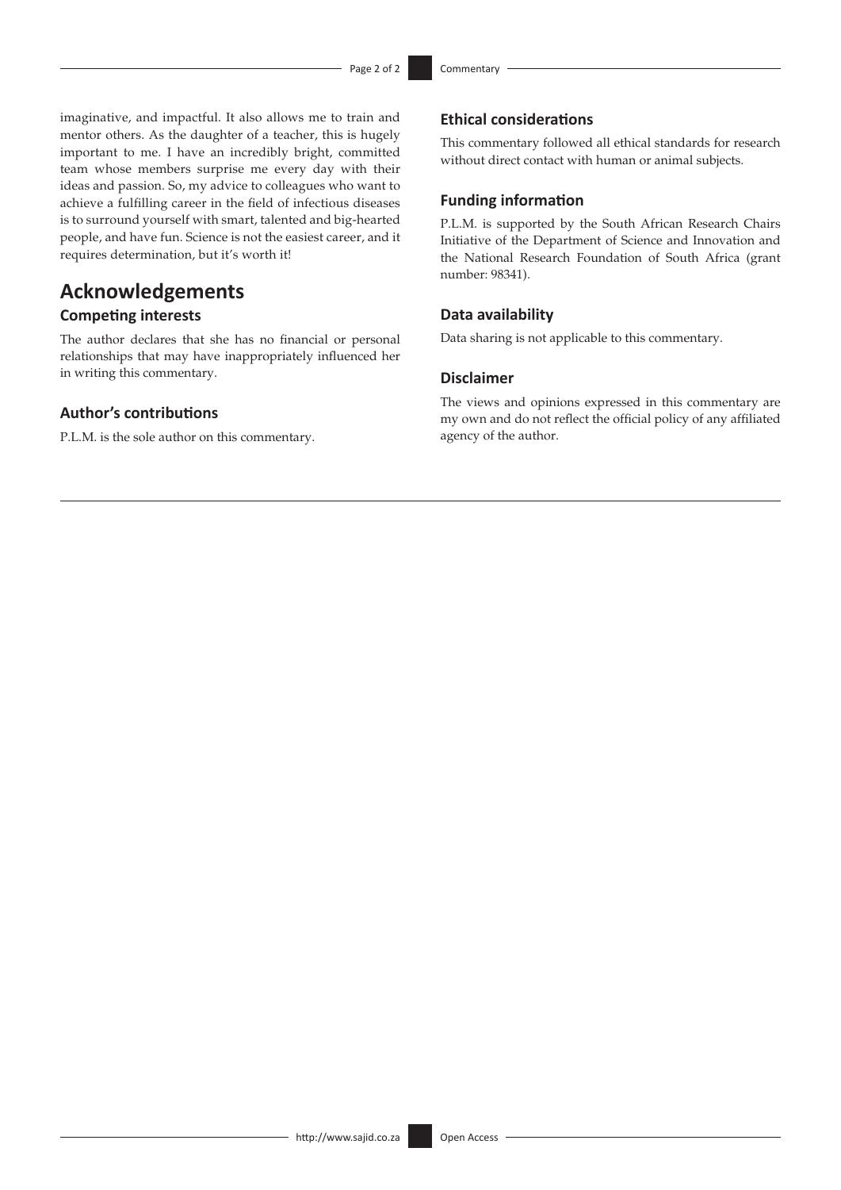imaginative, and impactful. It also allows me to train and mentor others. As the daughter of a teacher, this is hugely important to me. I have an incredibly bright, committed team whose members surprise me every day with their ideas and passion. So, my advice to colleagues who want to achieve a fulfilling career in the field of infectious diseases is to surround yourself with smart, talented and big-hearted people, and have fun. Science is not the easiest career, and it requires determination, but it's worth it!

# Acknowledgements

### Competing interests

The author declares that she has no financial or personal relationships that may have inappropriately influenced her in writing this commentary.

### Author's contributions

P.L.M. is the sole author on this commentary.

### Ethical considerations

This commentary followed all ethical standards for research without direct contact with human or animal subjects.

### Funding information

P.L.M. is supported by the South African Research Chairs Initiative of the Department of Science and Innovation and the National Research Foundation of South Africa (grant number: 98341).

### Data availability

Data sharing is not applicable to this commentary.

### Disclaimer

The views and opinions expressed in this commentary are my own and do not reflect the official policy of any affiliated agency of the author.